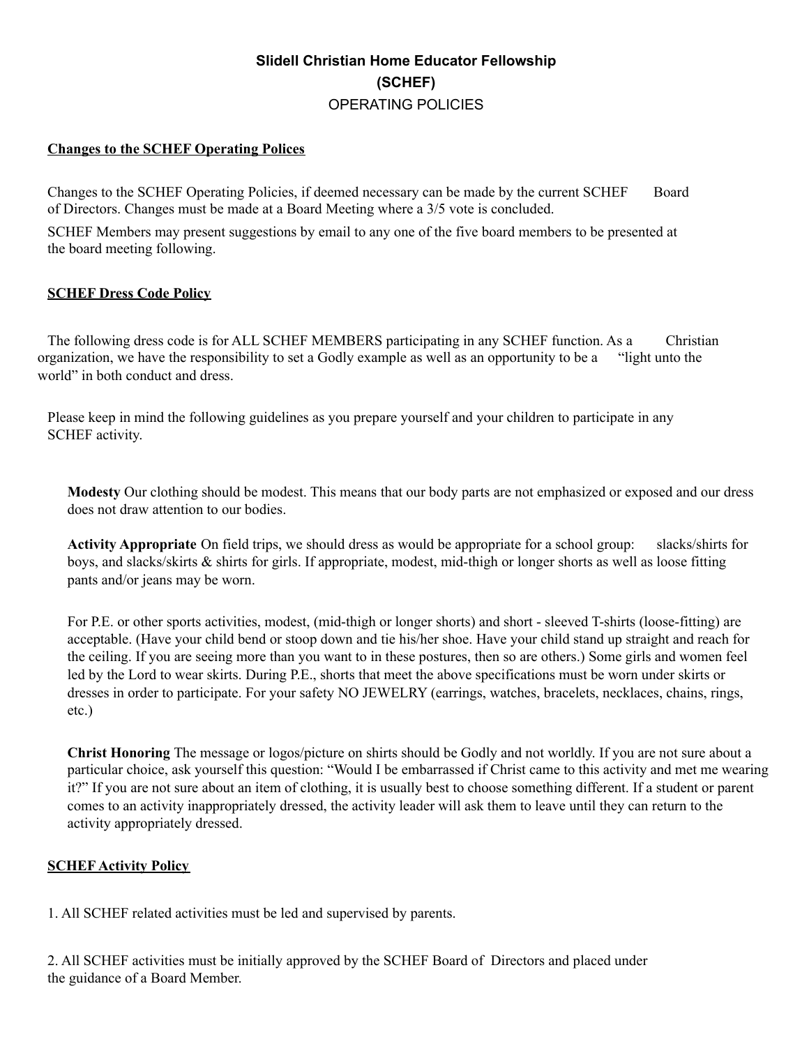# Slidell Christian Home Educator Fellowship
# (SCHEF)
## OPERATING POLICIES

**Changes to the SCHEF Operating Polices**

Changes to the SCHEF Operating Policies, if deemed necessary can be made by the current SCHEF Board of Directors. Changes must be made at a Board Meeting where a 3/5 vote is concluded.

SCHEF Members may present suggestions by email to any one of the five board members to be presented at the board meeting following.

**SCHEF Dress Code Policy**

The following dress code is for ALL SCHEF MEMBERS participating in any SCHEF function. As a Christian organization, we have the responsibility to set a Godly example as well as an opportunity to be a "light unto the world" in both conduct and dress.

Please keep in mind the following guidelines as you prepare yourself and your children to participate in any SCHEF activity.

**Modesty** Our clothing should be modest. This means that our body parts are not emphasized or exposed and our dress does not draw attention to our bodies.

**Activity Appropriate** On field trips, we should dress as would be appropriate for a school group: slacks/shirts for boys, and slacks/skirts & shirts for girls. If appropriate, modest, mid-thigh or longer shorts as well as loose fitting pants and/or jeans may be worn.

For P.E. or other sports activities, modest, (mid-thigh or longer shorts) and short - sleeved T-shirts (loose-fitting) are acceptable. (Have your child bend or stoop down and tie his/her shoe. Have your child stand up straight and reach for the ceiling. If you are seeing more than you want to in these postures, then so are others.) Some girls and women feel led by the Lord to wear skirts. During P.E., shorts that meet the above specifications must be worn under skirts or dresses in order to participate. For your safety NO JEWELRY (earrings, watches, bracelets, necklaces, chains, rings, etc.)

**Christ Honoring** The message or logos/picture on shirts should be Godly and not worldly. If you are not sure about a particular choice, ask yourself this question: "Would I be embarrassed if Christ came to this activity and met me wearing it?" If you are not sure about an item of clothing, it is usually best to choose something different. If a student or parent comes to an activity inappropriately dressed, the activity leader will ask them to leave until they can return to the activity appropriately dressed.

**SCHEF Activity Policy**

1. All SCHEF related activities must be led and supervised by parents.

2. All SCHEF activities must be initially approved by the SCHEF Board of Directors and placed under the guidance of a Board Member.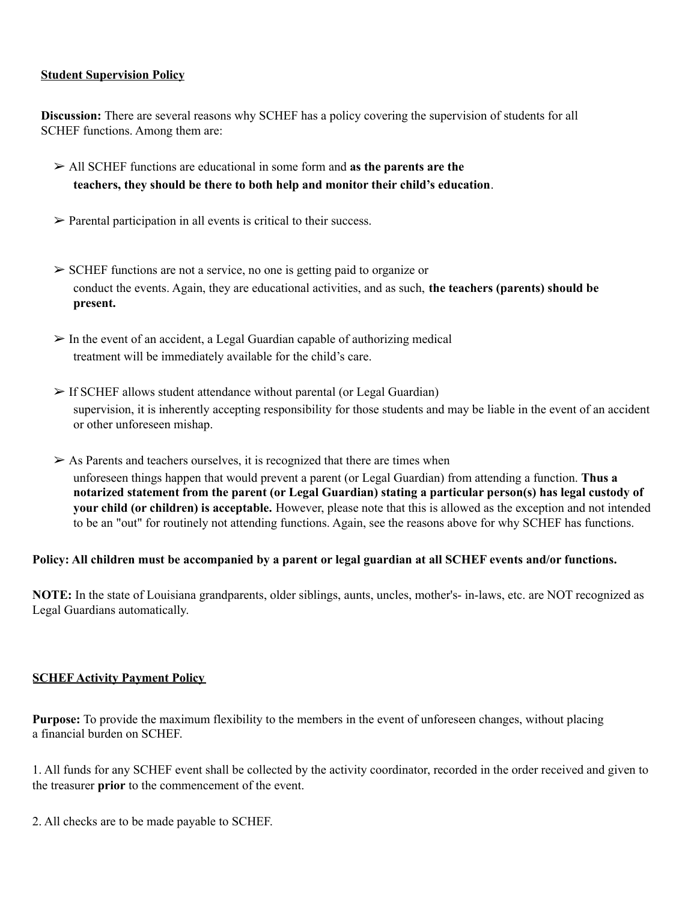**Student Supervision Policy**

**Discussion:** There are several reasons why SCHEF has a policy covering the supervision of students for all SCHEF functions. Among them are:

- ➢ All SCHEF functions are educational in some form and **as the parents are the teachers, they should be there to both help and monitor their child's education**.
- ➢ Parental participation in all events is critical to their success.
- ➢ SCHEF functions are not a service, no one is getting paid to organize or conduct the events. Again, they are educational activities, and as such, **the teachers (parents) should be present.**
- ➢ In the event of an accident, a Legal Guardian capable of authorizing medical treatment will be immediately available for the child's care.
- ➢ If SCHEF allows student attendance without parental (or Legal Guardian) supervision, it is inherently accepting responsibility for those students and may be liable in the event of an accident or other unforeseen mishap.
- ➢ As Parents and teachers ourselves, it is recognized that there are times when unforeseen things happen that would prevent a parent (or Legal Guardian) from attending a function. **Thus a notarized statement from the parent (or Legal Guardian) stating a particular person(s) has legal custody of your child (or children) is acceptable.** However, please note that this is allowed as the exception and not intended to be an "out" for routinely not attending functions. Again, see the reasons above for why SCHEF has functions.

**Policy: All children must be accompanied by a parent or legal guardian at all SCHEF events and/or functions.**

**NOTE:** In the state of Louisiana grandparents, older siblings, aunts, uncles, mother's- in-laws, etc. are NOT recognized as Legal Guardians automatically.

**SCHEF Activity Payment Policy**

**Purpose:** To provide the maximum flexibility to the members in the event of unforeseen changes, without placing a financial burden on SCHEF.

1. All funds for any SCHEF event shall be collected by the activity coordinator, recorded in the order received and given to the treasurer **prior** to the commencement of the event.

2. All checks are to be made payable to SCHEF.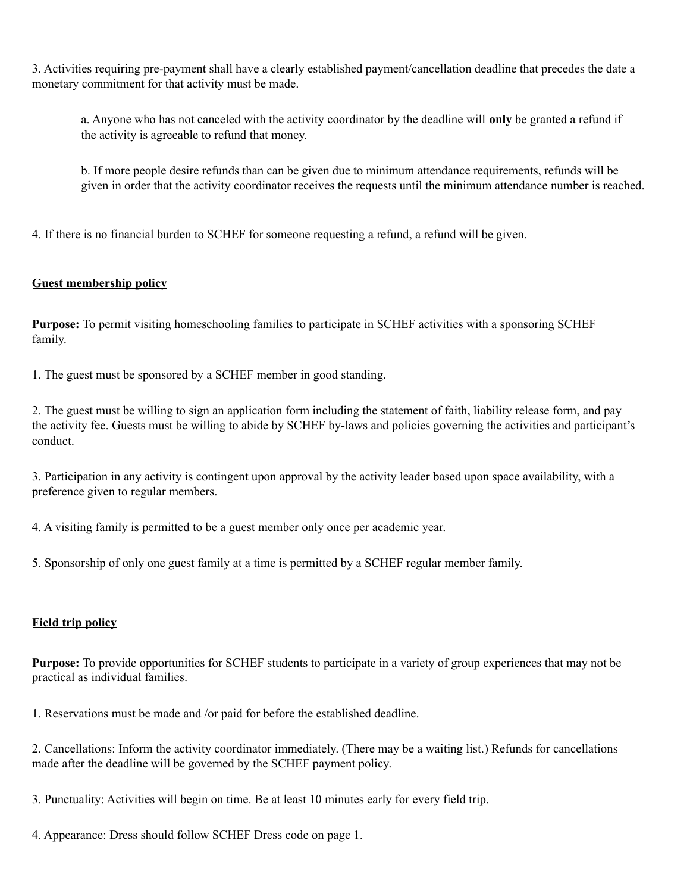3. Activities requiring pre-payment shall have a clearly established payment/cancellation deadline that precedes the date a monetary commitment for that activity must be made.

   a. Anyone who has not canceled with the activity coordinator by the deadline will **only** be granted a refund if the activity is agreeable to refund that money.

   b. If more people desire refunds than can be given due to minimum attendance requirements, refunds will be given in order that the activity coordinator receives the requests until the minimum attendance number is reached.

4. If there is no financial burden to SCHEF for someone requesting a refund, a refund will be given.

**<u>Guest membership policy</u>**

**Purpose:** To permit visiting homeschooling families to participate in SCHEF activities with a sponsoring SCHEF family.

1. The guest must be sponsored by a SCHEF member in good standing.

2. The guest must be willing to sign an application form including the statement of faith, liability release form, and pay the activity fee. Guests must be willing to abide by SCHEF by-laws and policies governing the activities and participant's conduct.

3. Participation in any activity is contingent upon approval by the activity leader based upon space availability, with a preference given to regular members.

4. A visiting family is permitted to be a guest member only once per academic year.

5. Sponsorship of only one guest family at a time is permitted by a SCHEF regular member family.

**<u>Field trip policy</u>**

**Purpose:** To provide opportunities for SCHEF students to participate in a variety of group experiences that may not be practical as individual families.

1. Reservations must be made and /or paid for before the established deadline.

2. Cancellations: Inform the activity coordinator immediately. (There may be a waiting list.) Refunds for cancellations made after the deadline will be governed by the SCHEF payment policy.

3. Punctuality: Activities will begin on time. Be at least 10 minutes early for every field trip.

4. Appearance: Dress should follow SCHEF Dress code on page 1.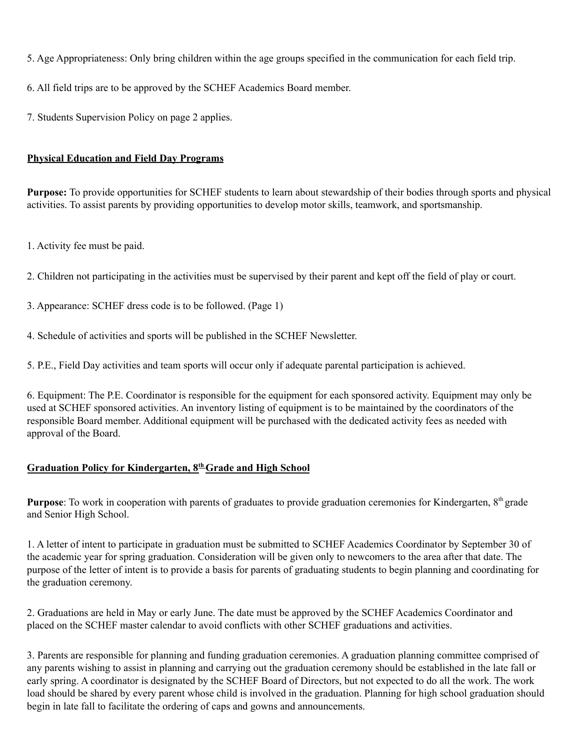5. Age Appropriateness: Only bring children within the age groups specified in the communication for each field trip.

6. All field trips are to be approved by the SCHEF Academics Board member.

7. Students Supervision Policy on page 2 applies.

## Physical Education and Field Day Programs

**Purpose:** To provide opportunities for SCHEF students to learn about stewardship of their bodies through sports and physical activities. To assist parents by providing opportunities to develop motor skills, teamwork, and sportsmanship.

1. Activity fee must be paid.

2. Children not participating in the activities must be supervised by their parent and kept off the field of play or court.

3. Appearance: SCHEF dress code is to be followed. (Page 1)

4. Schedule of activities and sports will be published in the SCHEF Newsletter.

5. P.E., Field Day activities and team sports will occur only if adequate parental participation is achieved.

6. Equipment: The P.E. Coordinator is responsible for the equipment for each sponsored activity. Equipment may only be used at SCHEF sponsored activities. An inventory listing of equipment is to be maintained by the coordinators of the responsible Board member. Additional equipment will be purchased with the dedicated activity fees as needed with approval of the Board.

## Graduation Policy for Kindergarten, 8th Grade and High School

**Purpose**: To work in cooperation with parents of graduates to provide graduation ceremonies for Kindergarten, 8th grade and Senior High School.

1. A letter of intent to participate in graduation must be submitted to SCHEF Academics Coordinator by September 30 of the academic year for spring graduation. Consideration will be given only to newcomers to the area after that date. The purpose of the letter of intent is to provide a basis for parents of graduating students to begin planning and coordinating for the graduation ceremony.

2. Graduations are held in May or early June. The date must be approved by the SCHEF Academics Coordinator and placed on the SCHEF master calendar to avoid conflicts with other SCHEF graduations and activities.

3. Parents are responsible for planning and funding graduation ceremonies. A graduation planning committee comprised of any parents wishing to assist in planning and carrying out the graduation ceremony should be established in the late fall or early spring. A coordinator is designated by the SCHEF Board of Directors, but not expected to do all the work. The work load should be shared by every parent whose child is involved in the graduation. Planning for high school graduation should begin in late fall to facilitate the ordering of caps and gowns and announcements.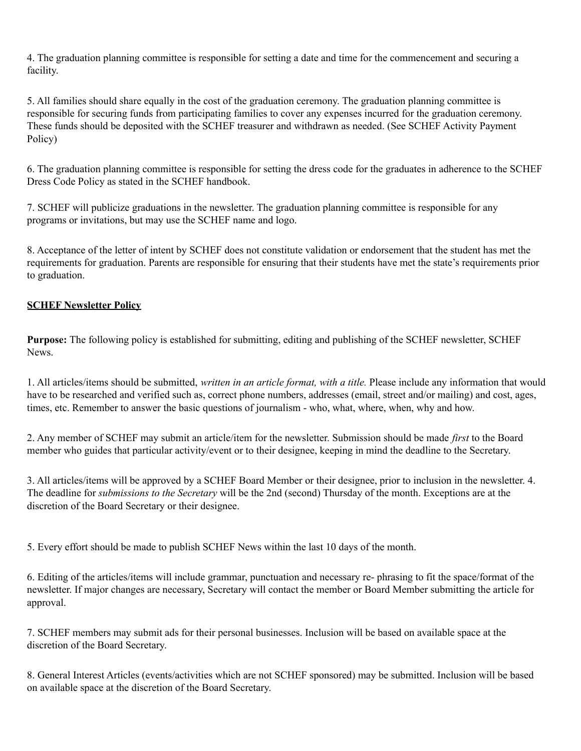4. The graduation planning committee is responsible for setting a date and time for the commencement and securing a facility.

5. All families should share equally in the cost of the graduation ceremony. The graduation planning committee is responsible for securing funds from participating families to cover any expenses incurred for the graduation ceremony. These funds should be deposited with the SCHEF treasurer and withdrawn as needed. (See SCHEF Activity Payment Policy)

6. The graduation planning committee is responsible for setting the dress code for the graduates in adherence to the SCHEF Dress Code Policy as stated in the SCHEF handbook.

7. SCHEF will publicize graduations in the newsletter. The graduation planning committee is responsible for any programs or invitations, but may use the SCHEF name and logo.

8. Acceptance of the letter of intent by SCHEF does not constitute validation or endorsement that the student has met the requirements for graduation. Parents are responsible for ensuring that their students have met the state's requirements prior to graduation.

## SCHEF Newsletter Policy

**Purpose:** The following policy is established for submitting, editing and publishing of the SCHEF newsletter, SCHEF News.

1. All articles/items should be submitted, *written in an article format, with a title.* Please include any information that would have to be researched and verified such as, correct phone numbers, addresses (email, street and/or mailing) and cost, ages, times, etc. Remember to answer the basic questions of journalism - who, what, where, when, why and how.

2. Any member of SCHEF may submit an article/item for the newsletter. Submission should be made *first* to the Board member who guides that particular activity/event or to their designee, keeping in mind the deadline to the Secretary.

3. All articles/items will be approved by a SCHEF Board Member or their designee, prior to inclusion in the newsletter. 4. The deadline for *submissions to the Secretary* will be the 2nd (second) Thursday of the month. Exceptions are at the discretion of the Board Secretary or their designee.

5. Every effort should be made to publish SCHEF News within the last 10 days of the month.

6. Editing of the articles/items will include grammar, punctuation and necessary re- phrasing to fit the space/format of the newsletter. If major changes are necessary, Secretary will contact the member or Board Member submitting the article for approval.

7. SCHEF members may submit ads for their personal businesses. Inclusion will be based on available space at the discretion of the Board Secretary.

8. General Interest Articles (events/activities which are not SCHEF sponsored) may be submitted. Inclusion will be based on available space at the discretion of the Board Secretary.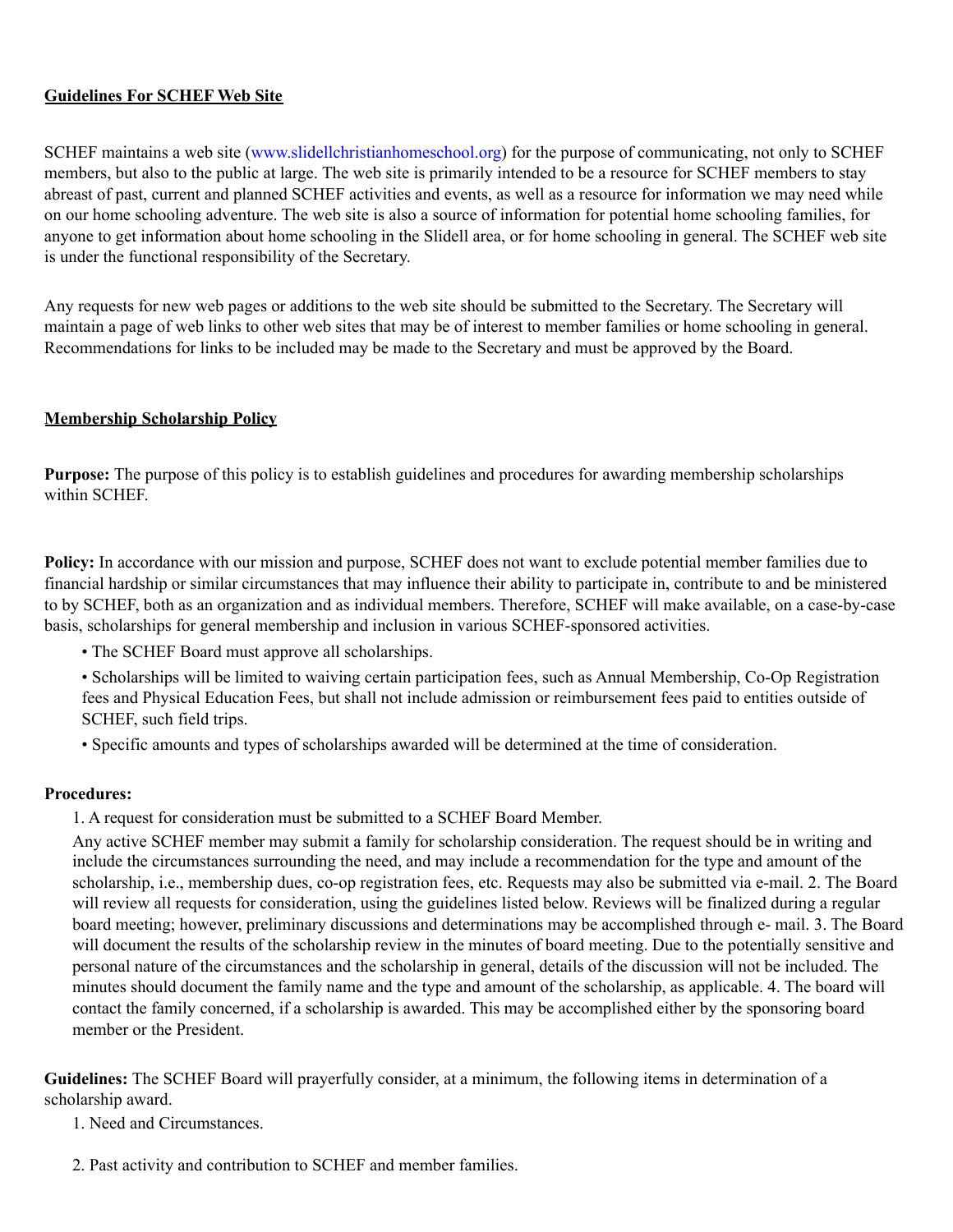**Guidelines For SCHEF Web Site**

SCHEF maintains a web site (www.slidellchristianhomeschool.org) for the purpose of communicating, not only to SCHEF members, but also to the public at large. The web site is primarily intended to be a resource for SCHEF members to stay abreast of past, current and planned SCHEF activities and events, as well as a resource for information we may need while on our home schooling adventure. The web site is also a source of information for potential home schooling families, for anyone to get information about home schooling in the Slidell area, or for home schooling in general. The SCHEF web site is under the functional responsibility of the Secretary.

Any requests for new web pages or additions to the web site should be submitted to the Secretary. The Secretary will maintain a page of web links to other web sites that may be of interest to member families or home schooling in general. Recommendations for links to be included may be made to the Secretary and must be approved by the Board.

**Membership Scholarship Policy**

**Purpose:** The purpose of this policy is to establish guidelines and procedures for awarding membership scholarships within SCHEF.

**Policy:** In accordance with our mission and purpose, SCHEF does not want to exclude potential member families due to financial hardship or similar circumstances that may influence their ability to participate in, contribute to and be ministered to by SCHEF, both as an organization and as individual members. Therefore, SCHEF will make available, on a case-by-case basis, scholarships for general membership and inclusion in various SCHEF-sponsored activities.

- The SCHEF Board must approve all scholarships.
- Scholarships will be limited to waiving certain participation fees, such as Annual Membership, Co-Op Registration fees and Physical Education Fees, but shall not include admission or reimbursement fees paid to entities outside of SCHEF, such field trips.
- Specific amounts and types of scholarships awarded will be determined at the time of consideration.

**Procedures:**

1. A request for consideration must be submitted to a SCHEF Board Member.

Any active SCHEF member may submit a family for scholarship consideration. The request should be in writing and include the circumstances surrounding the need, and may include a recommendation for the type and amount of the scholarship, i.e., membership dues, co-op registration fees, etc. Requests may also be submitted via e-mail. 2. The Board will review all requests for consideration, using the guidelines listed below. Reviews will be finalized during a regular board meeting; however, preliminary discussions and determinations may be accomplished through e- mail. 3. The Board will document the results of the scholarship review in the minutes of board meeting. Due to the potentially sensitive and personal nature of the circumstances and the scholarship in general, details of the discussion will not be included. The minutes should document the family name and the type and amount of the scholarship, as applicable. 4. The board will contact the family concerned, if a scholarship is awarded. This may be accomplished either by the sponsoring board member or the President.

**Guidelines:** The SCHEF Board will prayerfully consider, at a minimum, the following items in determination of a scholarship award.

1. Need and Circumstances.
2. Past activity and contribution to SCHEF and member families.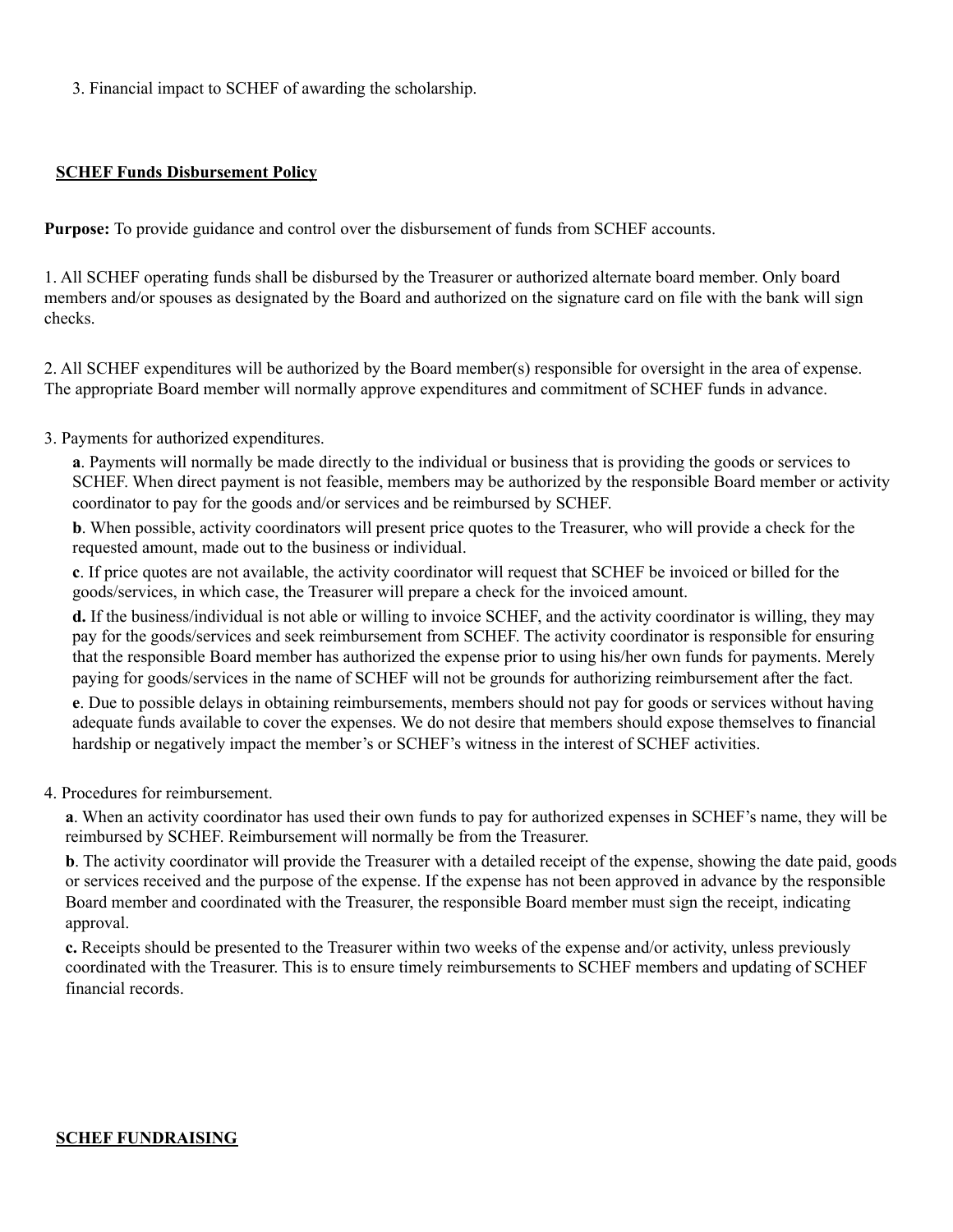3. Financial impact to SCHEF of awarding the scholarship.

## SCHEF Funds Disbursement Policy

**Purpose:** To provide guidance and control over the disbursement of funds from SCHEF accounts.

1. All SCHEF operating funds shall be disbursed by the Treasurer or authorized alternate board member. Only board members and/or spouses as designated by the Board and authorized on the signature card on file with the bank will sign checks.

2. All SCHEF expenditures will be authorized by the Board member(s) responsible for oversight in the area of expense. The appropriate Board member will normally approve expenditures and commitment of SCHEF funds in advance.

3. Payments for authorized expenditures.

   **a**. Payments will normally be made directly to the individual or business that is providing the goods or services to SCHEF. When direct payment is not feasible, members may be authorized by the responsible Board member or activity coordinator to pay for the goods and/or services and be reimbursed by SCHEF.

   **b**. When possible, activity coordinators will present price quotes to the Treasurer, who will provide a check for the requested amount, made out to the business or individual.

   **c**. If price quotes are not available, the activity coordinator will request that SCHEF be invoiced or billed for the goods/services, in which case, the Treasurer will prepare a check for the invoiced amount.

   **d.** If the business/individual is not able or willing to invoice SCHEF, and the activity coordinator is willing, they may pay for the goods/services and seek reimbursement from SCHEF. The activity coordinator is responsible for ensuring that the responsible Board member has authorized the expense prior to using his/her own funds for payments. Merely paying for goods/services in the name of SCHEF will not be grounds for authorizing reimbursement after the fact.

   **e**. Due to possible delays in obtaining reimbursements, members should not pay for goods or services without having adequate funds available to cover the expenses. We do not desire that members should expose themselves to financial hardship or negatively impact the member's or SCHEF's witness in the interest of SCHEF activities.

4. Procedures for reimbursement.

   **a**. When an activity coordinator has used their own funds to pay for authorized expenses in SCHEF's name, they will be reimbursed by SCHEF. Reimbursement will normally be from the Treasurer.

   **b**. The activity coordinator will provide the Treasurer with a detailed receipt of the expense, showing the date paid, goods or services received and the purpose of the expense. If the expense has not been approved in advance by the responsible Board member and coordinated with the Treasurer, the responsible Board member must sign the receipt, indicating approval.

   **c.** Receipts should be presented to the Treasurer within two weeks of the expense and/or activity, unless previously coordinated with the Treasurer. This is to ensure timely reimbursements to SCHEF members and updating of SCHEF financial records.

## SCHEF FUNDRAISING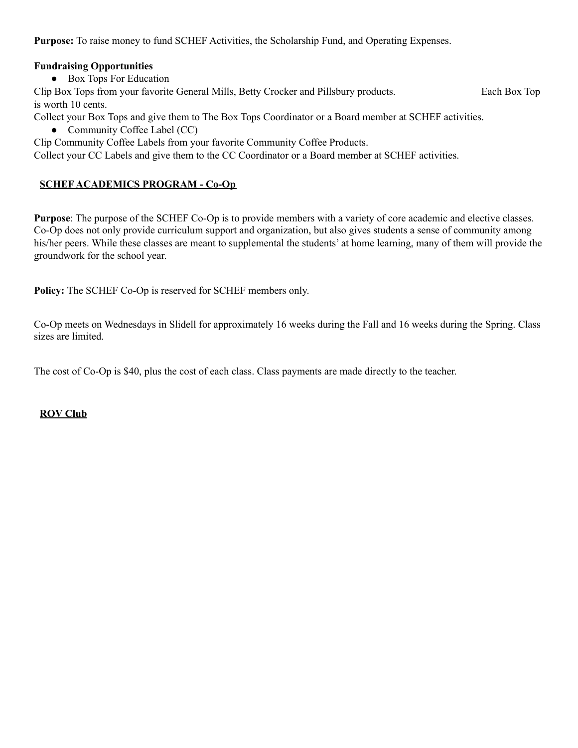**Purpose:** To raise money to fund SCHEF Activities, the Scholarship Fund, and Operating Expenses.

**Fundraising Opportunities**

- Box Tops For Education

Clip Box Tops from your favorite General Mills, Betty Crocker and Pillsbury products. Each Box Top is worth 10 cents.

Collect your Box Tops and give them to The Box Tops Coordinator or a Board member at SCHEF activities.

- Community Coffee Label (CC)

Clip Community Coffee Labels from your favorite Community Coffee Products.

Collect your CC Labels and give them to the CC Coordinator or a Board member at SCHEF activities.

## SCHEF ACADEMICS PROGRAM - Co-Op

**Purpose**: The purpose of the SCHEF Co-Op is to provide members with a variety of core academic and elective classes. Co-Op does not only provide curriculum support and organization, but also gives students a sense of community among his/her peers. While these classes are meant to supplemental the students' at home learning, many of them will provide the groundwork for the school year.

**Policy:** The SCHEF Co-Op is reserved for SCHEF members only.

Co-Op meets on Wednesdays in Slidell for approximately 16 weeks during the Fall and 16 weeks during the Spring. Class sizes are limited.

The cost of Co-Op is $40, plus the cost of each class. Class payments are made directly to the teacher.

## ROV Club